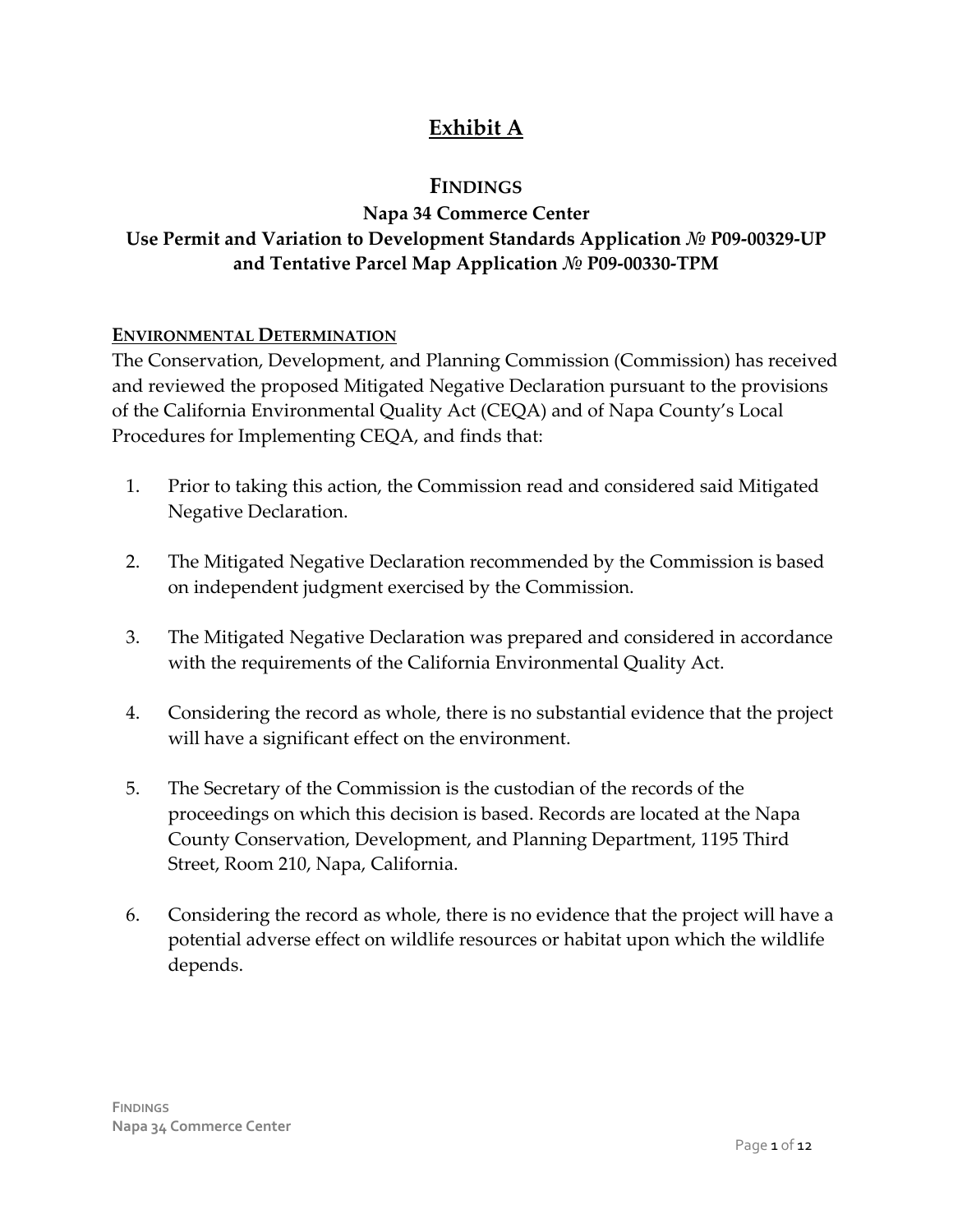# Exhibit A

## FINDINGS

### Napa 34 Commerce Center

### Use Permit and Variation to Development Standards Application № P09-00329-UP and Tentative Parcel Map Application № P09-00330-TPM

**ENVIRONMENTAL DETERMINATION**

The Conservation, Development, and Planning Commission (Commission) has received and reviewed the proposed Mitigated Negative Declaration pursuant to the provisions of the California Environmental Quality Act (CEQA) and of Napa County's Local Procedures for Implementing CEQA, and finds that:

1. Prior to taking this action, the Commission read and considered said Mitigated Negative Declaration.

2. The Mitigated Negative Declaration recommended by the Commission is based on independent judgment exercised by the Commission.

3. The Mitigated Negative Declaration was prepared and considered in accordance with the requirements of the California Environmental Quality Act.

4. Considering the record as whole, there is no substantial evidence that the project will have a significant effect on the environment.

5. The Secretary of the Commission is the custodian of the records of the proceedings on which this decision is based. Records are located at the Napa County Conservation, Development, and Planning Department, 1195 Third Street, Room 210, Napa, California.

6. Considering the record as whole, there is no evidence that the project will have a potential adverse effect on wildlife resources or habitat upon which the wildlife depends.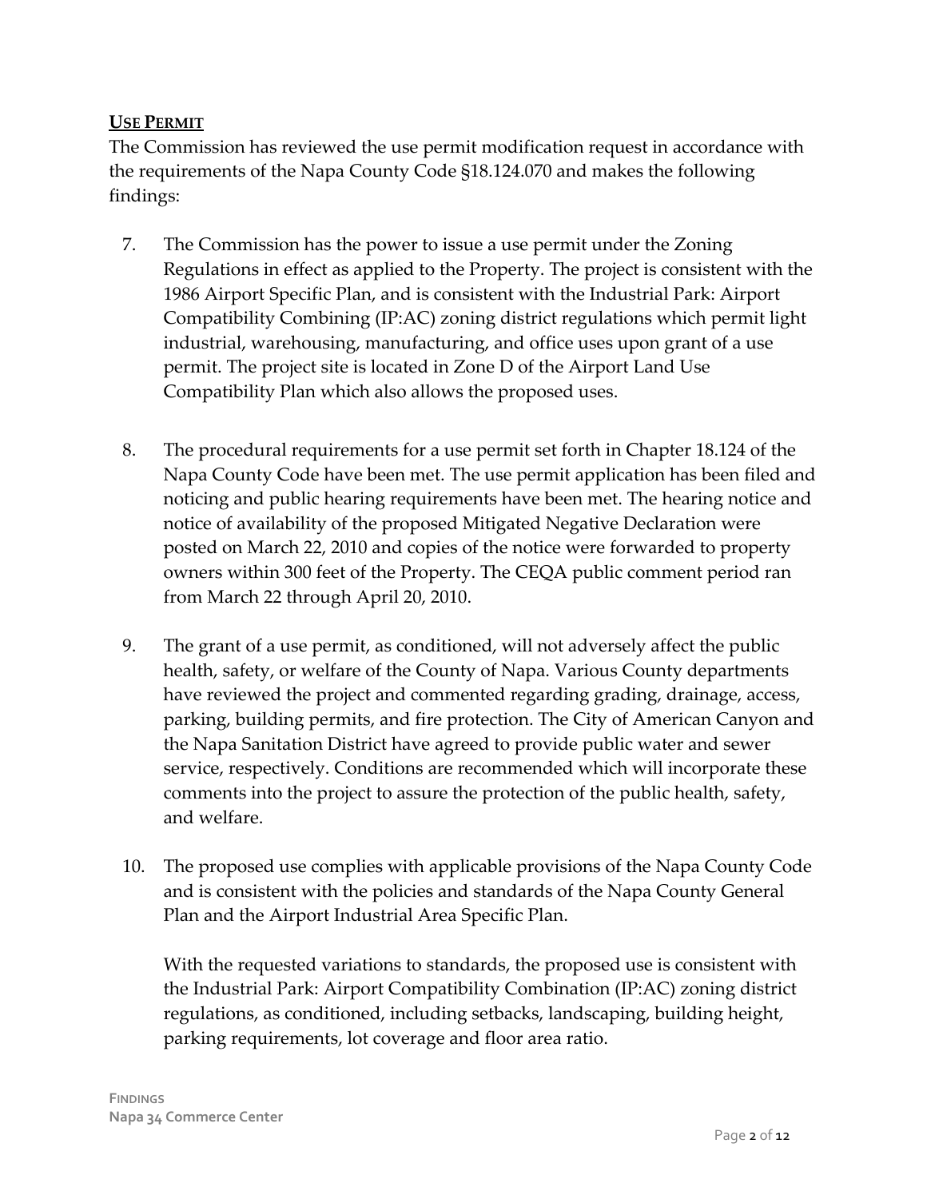## USE PERMIT

The Commission has reviewed the use permit modification request in accordance with the requirements of the Napa County Code §18.124.070 and makes the following findings:

7. The Commission has the power to issue a use permit under the Zoning Regulations in effect as applied to the Property. The project is consistent with the 1986 Airport Specific Plan, and is consistent with the Industrial Park: Airport Compatibility Combining (IP:AC) zoning district regulations which permit light industrial, warehousing, manufacturing, and office uses upon grant of a use permit. The project site is located in Zone D of the Airport Land Use Compatibility Plan which also allows the proposed uses.

8. The procedural requirements for a use permit set forth in Chapter 18.124 of the Napa County Code have been met. The use permit application has been filed and noticing and public hearing requirements have been met. The hearing notice and notice of availability of the proposed Mitigated Negative Declaration were posted on March 22, 2010 and copies of the notice were forwarded to property owners within 300 feet of the Property. The CEQA public comment period ran from March 22 through April 20, 2010.

9. The grant of a use permit, as conditioned, will not adversely affect the public health, safety, or welfare of the County of Napa. Various County departments have reviewed the project and commented regarding grading, drainage, access, parking, building permits, and fire protection. The City of American Canyon and the Napa Sanitation District have agreed to provide public water and sewer service, respectively. Conditions are recommended which will incorporate these comments into the project to assure the protection of the public health, safety, and welfare.

10. The proposed use complies with applicable provisions of the Napa County Code and is consistent with the policies and standards of the Napa County General Plan and the Airport Industrial Area Specific Plan.

    With the requested variations to standards, the proposed use is consistent with the Industrial Park: Airport Compatibility Combination (IP:AC) zoning district regulations, as conditioned, including setbacks, landscaping, building height, parking requirements, lot coverage and floor area ratio.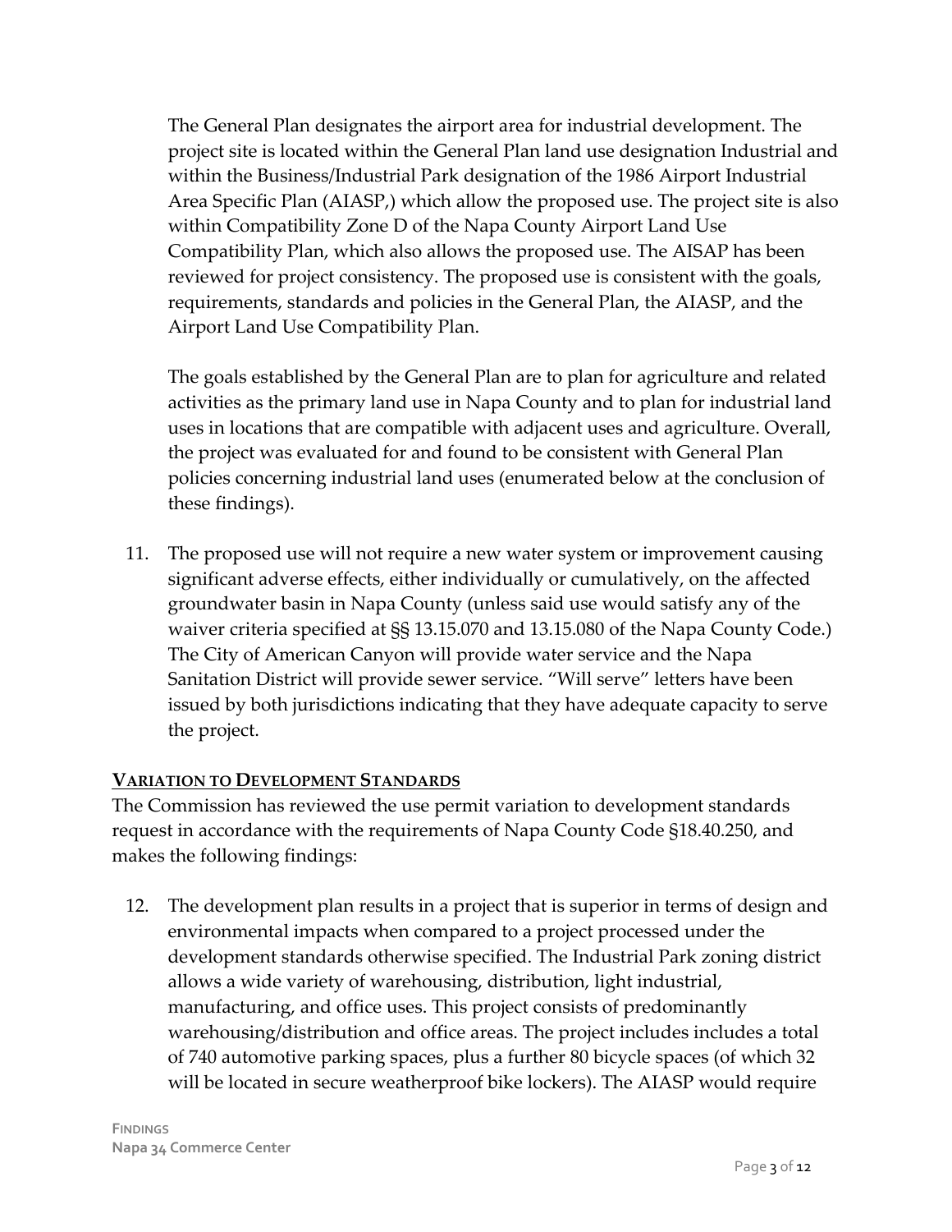The General Plan designates the airport area for industrial development. The project site is located within the General Plan land use designation Industrial and within the Business/Industrial Park designation of the 1986 Airport Industrial Area Specific Plan (AIASP,) which allow the proposed use. The project site is also within Compatibility Zone D of the Napa County Airport Land Use Compatibility Plan, which also allows the proposed use. The AISAP has been reviewed for project consistency. The proposed use is consistent with the goals, requirements, standards and policies in the General Plan, the AIASP, and the Airport Land Use Compatibility Plan.

The goals established by the General Plan are to plan for agriculture and related activities as the primary land use in Napa County and to plan for industrial land uses in locations that are compatible with adjacent uses and agriculture. Overall, the project was evaluated for and found to be consistent with General Plan policies concerning industrial land uses (enumerated below at the conclusion of these findings).

11. The proposed use will not require a new water system or improvement causing significant adverse effects, either individually or cumulatively, on the affected groundwater basin in Napa County (unless said use would satisfy any of the waiver criteria specified at §§ 13.15.070 and 13.15.080 of the Napa County Code.) The City of American Canyon will provide water service and the Napa Sanitation District will provide sewer service. "Will serve" letters have been issued by both jurisdictions indicating that they have adequate capacity to serve the project.

**VARIATION TO DEVELOPMENT STANDARDS**

The Commission has reviewed the use permit variation to development standards request in accordance with the requirements of Napa County Code §18.40.250, and makes the following findings:

12. The development plan results in a project that is superior in terms of design and environmental impacts when compared to a project processed under the development standards otherwise specified. The Industrial Park zoning district allows a wide variety of warehousing, distribution, light industrial, manufacturing, and office uses. This project consists of predominantly warehousing/distribution and office areas. The project includes includes a total of 740 automotive parking spaces, plus a further 80 bicycle spaces (of which 32 will be located in secure weatherproof bike lockers). The AIASP would require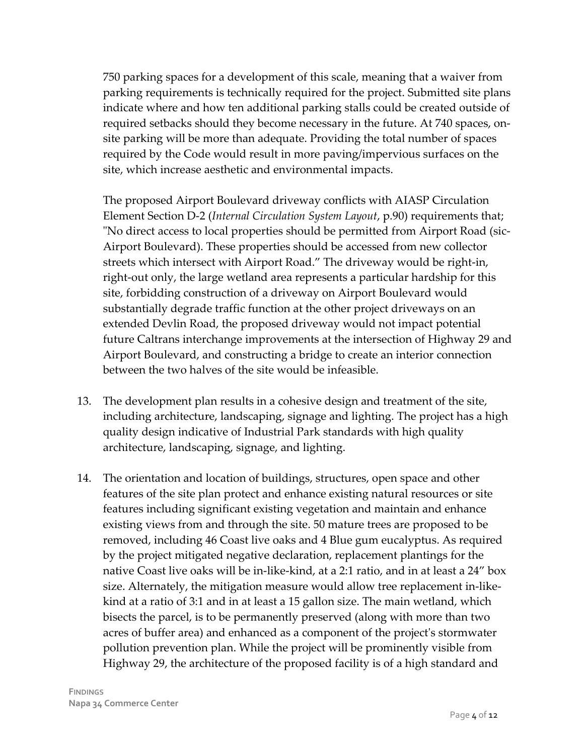750 parking spaces for a development of this scale, meaning that a waiver from parking requirements is technically required for the project. Submitted site plans indicate where and how ten additional parking stalls could be created outside of required setbacks should they become necessary in the future. At 740 spaces, on-site parking will be more than adequate. Providing the total number of spaces required by the Code would result in more paving/impervious surfaces on the site, which increase aesthetic and environmental impacts.

The proposed Airport Boulevard driveway conflicts with AIASP Circulation Element Section D-2 (*Internal Circulation System Layout*, p.90) requirements that; "No direct access to local properties should be permitted from Airport Road (sic-Airport Boulevard). These properties should be accessed from new collector streets which intersect with Airport Road." The driveway would be right-in, right-out only, the large wetland area represents a particular hardship for this site, forbidding construction of a driveway on Airport Boulevard would substantially degrade traffic function at the other project driveways on an extended Devlin Road, the proposed driveway would not impact potential future Caltrans interchange improvements at the intersection of Highway 29 and Airport Boulevard, and constructing a bridge to create an interior connection between the two halves of the site would be infeasible.

13. The development plan results in a cohesive design and treatment of the site, including architecture, landscaping, signage and lighting. The project has a high quality design indicative of Industrial Park standards with high quality architecture, landscaping, signage, and lighting.

14. The orientation and location of buildings, structures, open space and other features of the site plan protect and enhance existing natural resources or site features including significant existing vegetation and maintain and enhance existing views from and through the site. 50 mature trees are proposed to be removed, including 46 Coast live oaks and 4 Blue gum eucalyptus. As required by the project mitigated negative declaration, replacement plantings for the native Coast live oaks will be in-like-kind, at a 2:1 ratio, and in at least a 24" box size. Alternately, the mitigation measure would allow tree replacement in-like-kind at a ratio of 3:1 and in at least a 15 gallon size. The main wetland, which bisects the parcel, is to be permanently preserved (along with more than two acres of buffer area) and enhanced as a component of the project's stormwater pollution prevention plan. While the project will be prominently visible from Highway 29, the architecture of the proposed facility is of a high standard and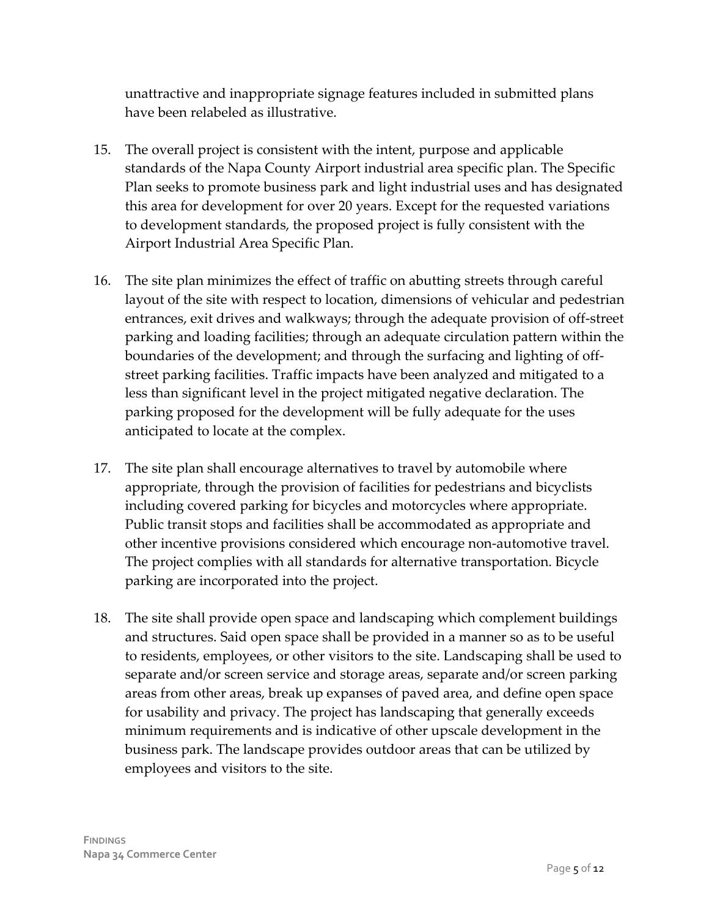unattractive and inappropriate signage features included in submitted plans have been relabeled as illustrative.

15. The overall project is consistent with the intent, purpose and applicable standards of the Napa County Airport industrial area specific plan. The Specific Plan seeks to promote business park and light industrial uses and has designated this area for development for over 20 years. Except for the requested variations to development standards, the proposed project is fully consistent with the Airport Industrial Area Specific Plan.

16. The site plan minimizes the effect of traffic on abutting streets through careful layout of the site with respect to location, dimensions of vehicular and pedestrian entrances, exit drives and walkways; through the adequate provision of off-street parking and loading facilities; through an adequate circulation pattern within the boundaries of the development; and through the surfacing and lighting of off-street parking facilities. Traffic impacts have been analyzed and mitigated to a less than significant level in the project mitigated negative declaration. The parking proposed for the development will be fully adequate for the uses anticipated to locate at the complex.

17. The site plan shall encourage alternatives to travel by automobile where appropriate, through the provision of facilities for pedestrians and bicyclists including covered parking for bicycles and motorcycles where appropriate. Public transit stops and facilities shall be accommodated as appropriate and other incentive provisions considered which encourage non-automotive travel. The project complies with all standards for alternative transportation. Bicycle parking are incorporated into the project.

18. The site shall provide open space and landscaping which complement buildings and structures. Said open space shall be provided in a manner so as to be useful to residents, employees, or other visitors to the site. Landscaping shall be used to separate and/or screen service and storage areas, separate and/or screen parking areas from other areas, break up expanses of paved area, and define open space for usability and privacy. The project has landscaping that generally exceeds minimum requirements and is indicative of other upscale development in the business park. The landscape provides outdoor areas that can be utilized by employees and visitors to the site.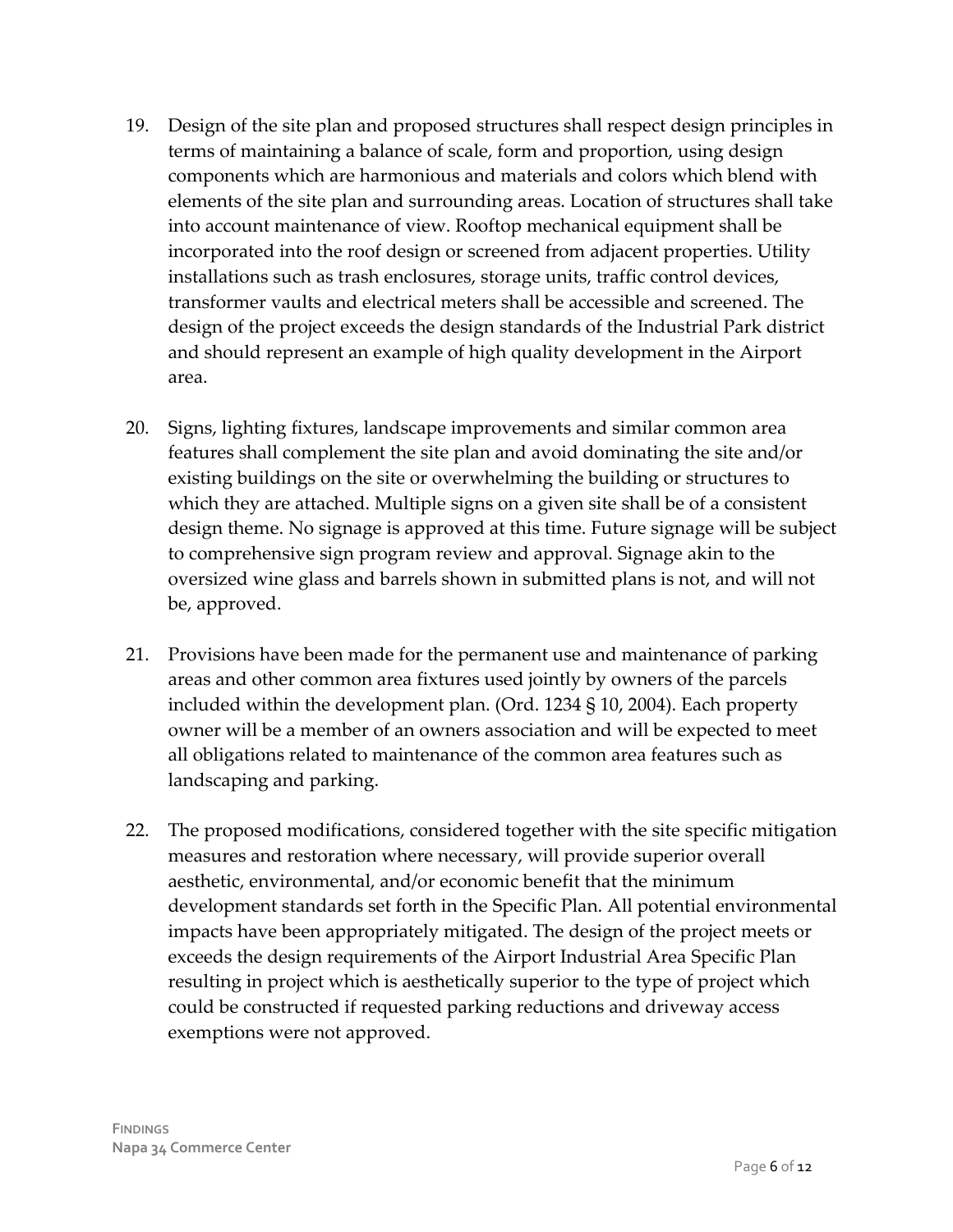19. Design of the site plan and proposed structures shall respect design principles in terms of maintaining a balance of scale, form and proportion, using design components which are harmonious and materials and colors which blend with elements of the site plan and surrounding areas. Location of structures shall take into account maintenance of view. Rooftop mechanical equipment shall be incorporated into the roof design or screened from adjacent properties. Utility installations such as trash enclosures, storage units, traffic control devices, transformer vaults and electrical meters shall be accessible and screened. The design of the project exceeds the design standards of the Industrial Park district and should represent an example of high quality development in the Airport area.

20. Signs, lighting fixtures, landscape improvements and similar common area features shall complement the site plan and avoid dominating the site and/or existing buildings on the site or overwhelming the building or structures to which they are attached. Multiple signs on a given site shall be of a consistent design theme. No signage is approved at this time. Future signage will be subject to comprehensive sign program review and approval. Signage akin to the oversized wine glass and barrels shown in submitted plans is not, and will not be, approved.

21. Provisions have been made for the permanent use and maintenance of parking areas and other common area fixtures used jointly by owners of the parcels included within the development plan. (Ord. 1234 § 10, 2004). Each property owner will be a member of an owners association and will be expected to meet all obligations related to maintenance of the common area features such as landscaping and parking.

22. The proposed modifications, considered together with the site specific mitigation measures and restoration where necessary, will provide superior overall aesthetic, environmental, and/or economic benefit that the minimum development standards set forth in the Specific Plan. All potential environmental impacts have been appropriately mitigated. The design of the project meets or exceeds the design requirements of the Airport Industrial Area Specific Plan resulting in project which is aesthetically superior to the type of project which could be constructed if requested parking reductions and driveway access exemptions were not approved.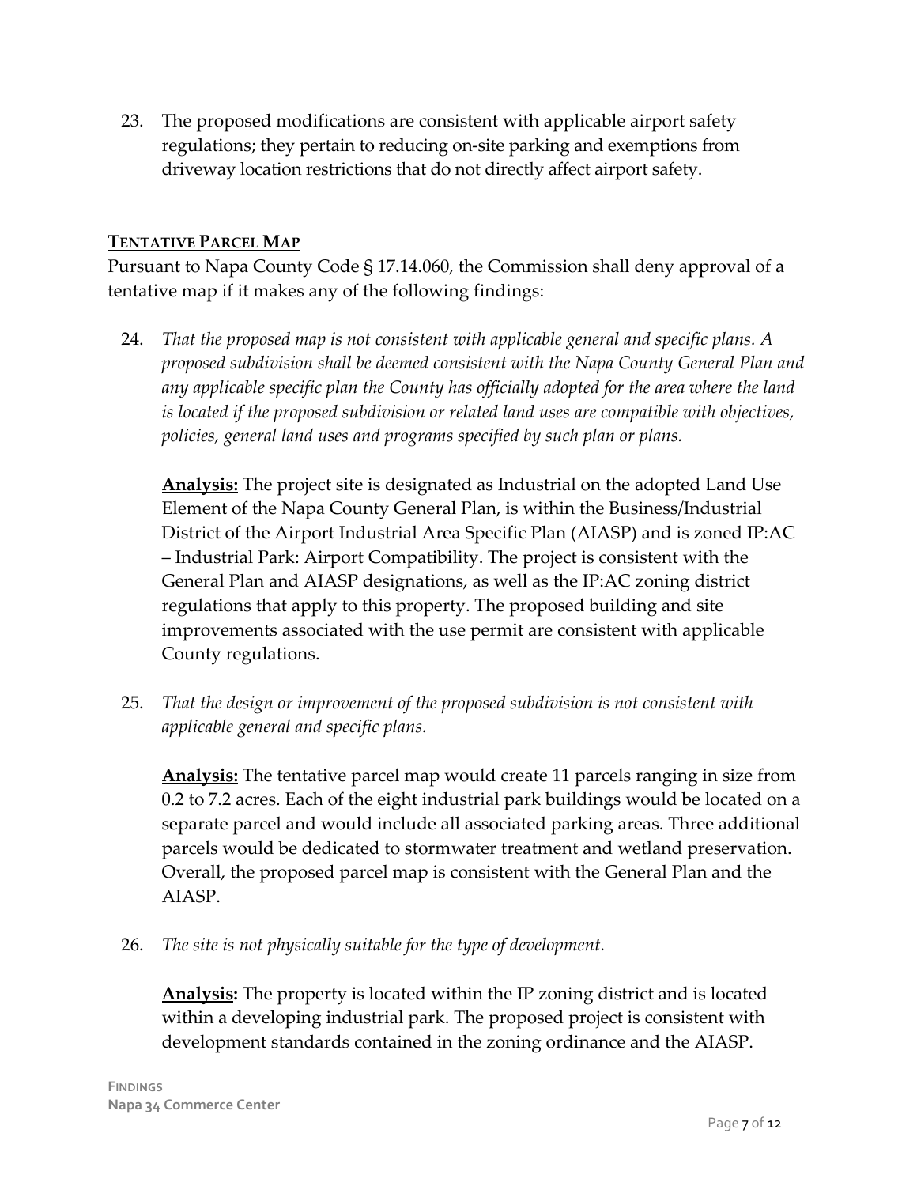23. The proposed modifications are consistent with applicable airport safety regulations; they pertain to reducing on-site parking and exemptions from driveway location restrictions that do not directly affect airport safety.

## TENTATIVE PARCEL MAP

Pursuant to Napa County Code § 17.14.060, the Commission shall deny approval of a tentative map if it makes any of the following findings:

24. *That the proposed map is not consistent with applicable general and specific plans. A proposed subdivision shall be deemed consistent with the Napa County General Plan and any applicable specific plan the County has officially adopted for the area where the land is located if the proposed subdivision or related land uses are compatible with objectives, policies, general land uses and programs specified by such plan or plans.*

    **Analysis:** The project site is designated as Industrial on the adopted Land Use Element of the Napa County General Plan, is within the Business/Industrial District of the Airport Industrial Area Specific Plan (AIASP) and is zoned IP:AC – Industrial Park: Airport Compatibility. The project is consistent with the General Plan and AIASP designations, as well as the IP:AC zoning district regulations that apply to this property. The proposed building and site improvements associated with the use permit are consistent with applicable County regulations.

25. *That the design or improvement of the proposed subdivision is not consistent with applicable general and specific plans.*

    **Analysis:** The tentative parcel map would create 11 parcels ranging in size from 0.2 to 7.2 acres. Each of the eight industrial park buildings would be located on a separate parcel and would include all associated parking areas. Three additional parcels would be dedicated to stormwater treatment and wetland preservation. Overall, the proposed parcel map is consistent with the General Plan and the AIASP.

26. *The site is not physically suitable for the type of development.*

    **Analysis:** The property is located within the IP zoning district and is located within a developing industrial park. The proposed project is consistent with development standards contained in the zoning ordinance and the AIASP.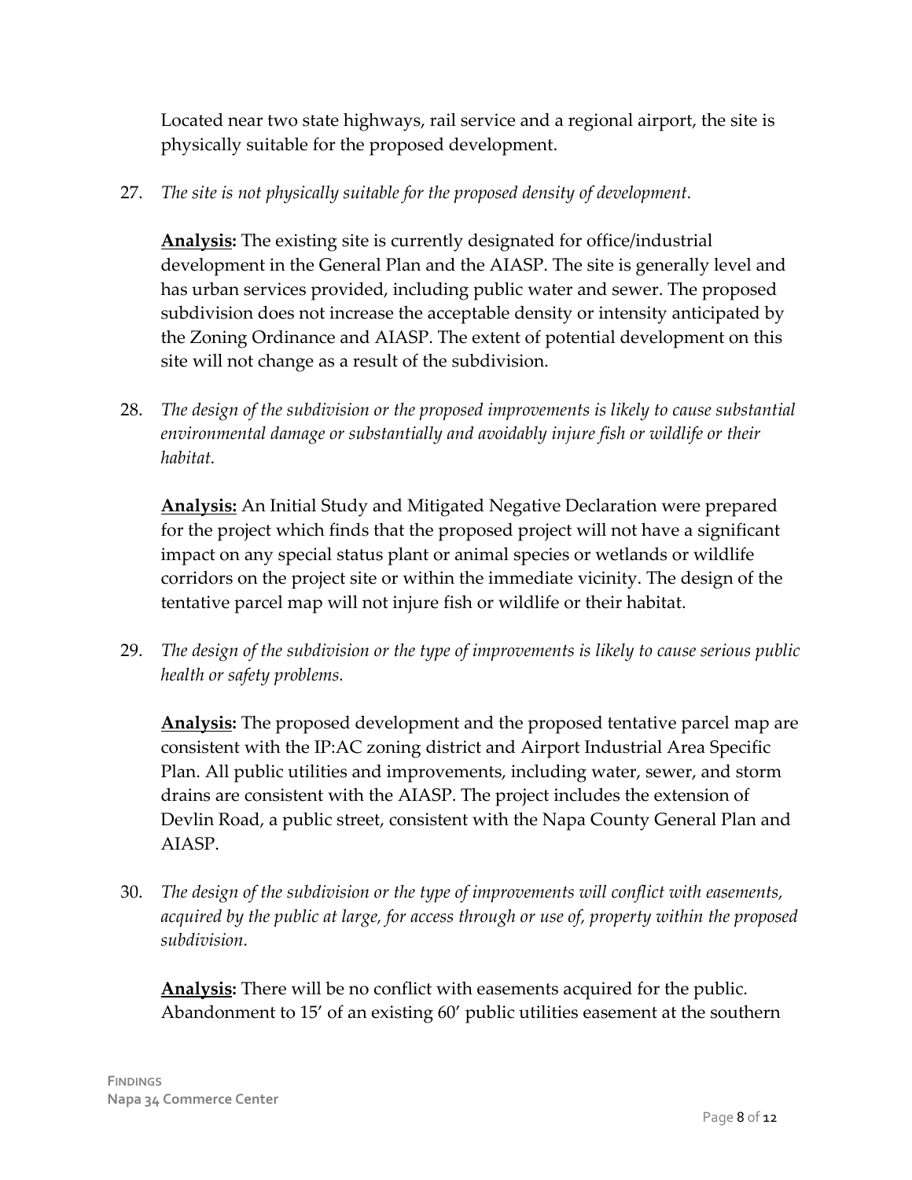Located near two state highways, rail service and a regional airport, the site is physically suitable for the proposed development.

27. *The site is not physically suitable for the proposed density of development.*

    **Analysis:** The existing site is currently designated for office/industrial development in the General Plan and the AIASP. The site is generally level and has urban services provided, including public water and sewer. The proposed subdivision does not increase the acceptable density or intensity anticipated by the Zoning Ordinance and AIASP. The extent of potential development on this site will not change as a result of the subdivision.

28. *The design of the subdivision or the proposed improvements is likely to cause substantial environmental damage or substantially and avoidably injure fish or wildlife or their habitat.*

    **Analysis:** An Initial Study and Mitigated Negative Declaration were prepared for the project which finds that the proposed project will not have a significant impact on any special status plant or animal species or wetlands or wildlife corridors on the project site or within the immediate vicinity. The design of the tentative parcel map will not injure fish or wildlife or their habitat.

29. *The design of the subdivision or the type of improvements is likely to cause serious public health or safety problems.*

    **Analysis:** The proposed development and the proposed tentative parcel map are consistent with the IP:AC zoning district and Airport Industrial Area Specific Plan. All public utilities and improvements, including water, sewer, and storm drains are consistent with the AIASP. The project includes the extension of Devlin Road, a public street, consistent with the Napa County General Plan and AIASP.

30. *The design of the subdivision or the type of improvements will conflict with easements, acquired by the public at large, for access through or use of, property within the proposed subdivision.*

    **Analysis:** There will be no conflict with easements acquired for the public. Abandonment to 15' of an existing 60' public utilities easement at the southern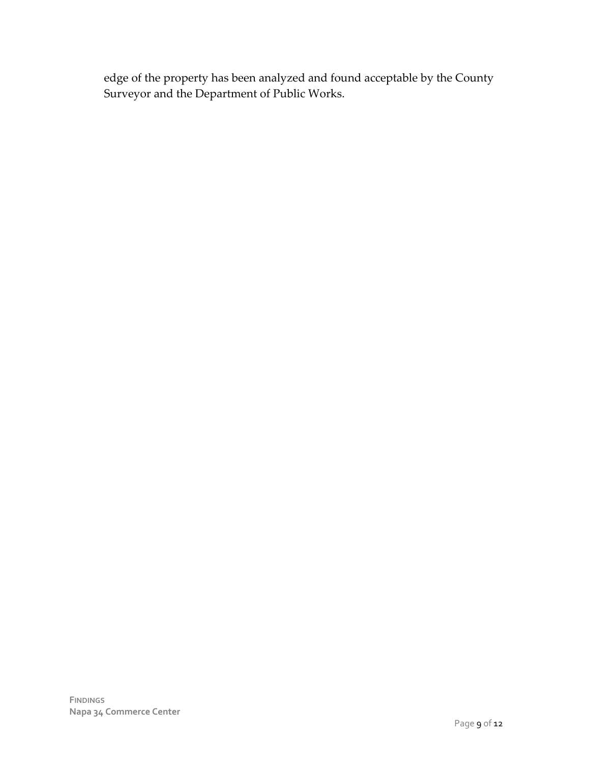edge of the property has been analyzed and found acceptable by the County Surveyor and the Department of Public Works.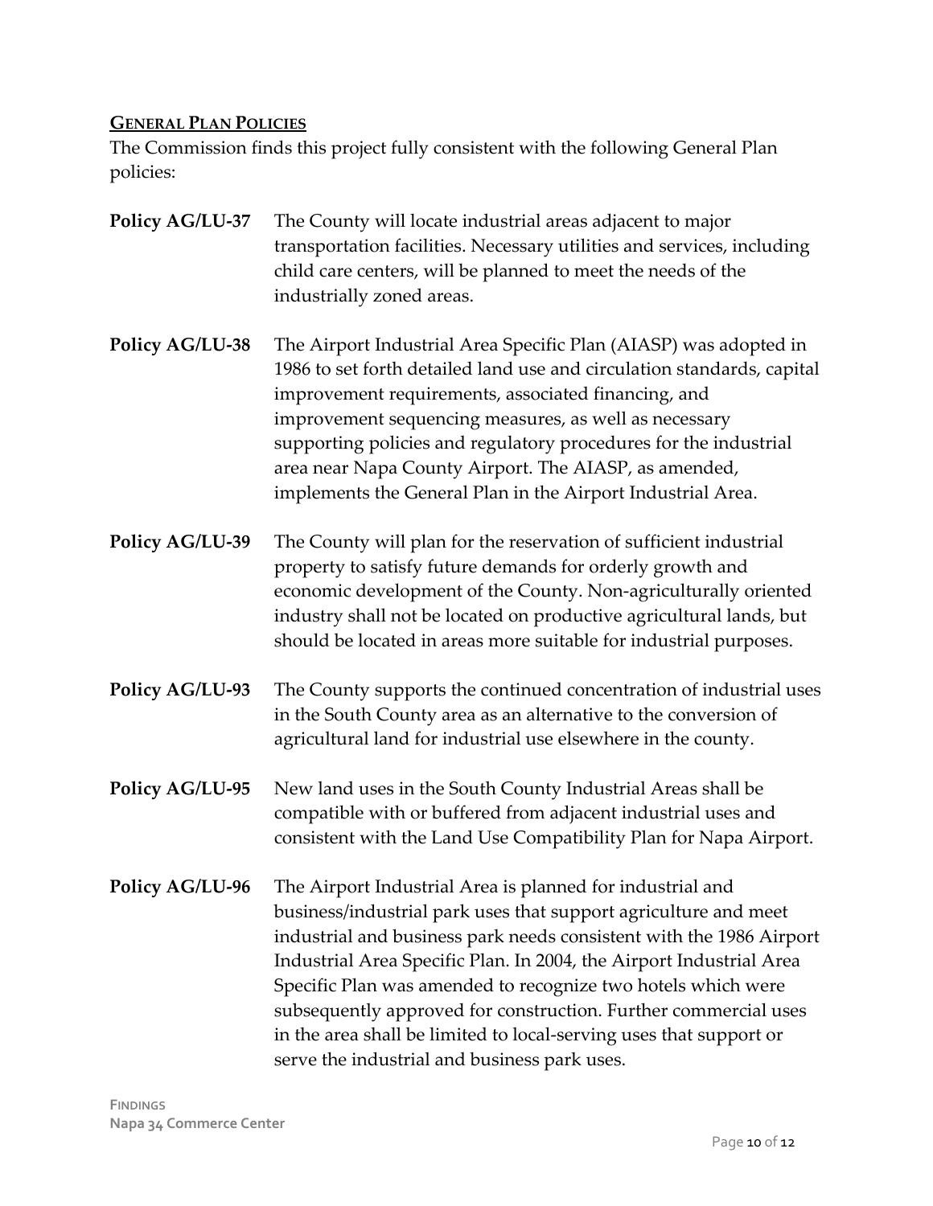## General Plan Policies

The Commission finds this project fully consistent with the following General Plan policies:

**Policy AG/LU-37** The County will locate industrial areas adjacent to major transportation facilities. Necessary utilities and services, including child care centers, will be planned to meet the needs of the industrially zoned areas.

**Policy AG/LU-38** The Airport Industrial Area Specific Plan (AIASP) was adopted in 1986 to set forth detailed land use and circulation standards, capital improvement requirements, associated financing, and improvement sequencing measures, as well as necessary supporting policies and regulatory procedures for the industrial area near Napa County Airport. The AIASP, as amended, implements the General Plan in the Airport Industrial Area.

**Policy AG/LU-39** The County will plan for the reservation of sufficient industrial property to satisfy future demands for orderly growth and economic development of the County. Non-agriculturally oriented industry shall not be located on productive agricultural lands, but should be located in areas more suitable for industrial purposes.

**Policy AG/LU-93** The County supports the continued concentration of industrial uses in the South County area as an alternative to the conversion of agricultural land for industrial use elsewhere in the county.

**Policy AG/LU-95** New land uses in the South County Industrial Areas shall be compatible with or buffered from adjacent industrial uses and consistent with the Land Use Compatibility Plan for Napa Airport.

**Policy AG/LU-96** The Airport Industrial Area is planned for industrial and business/industrial park uses that support agriculture and meet industrial and business park needs consistent with the 1986 Airport Industrial Area Specific Plan. In 2004, the Airport Industrial Area Specific Plan was amended to recognize two hotels which were subsequently approved for construction. Further commercial uses in the area shall be limited to local-serving uses that support or serve the industrial and business park uses.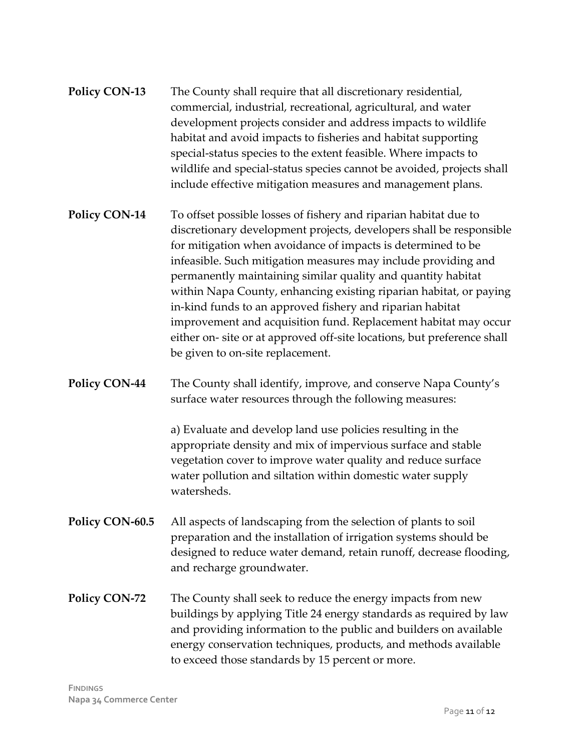**Policy CON-13** The County shall require that all discretionary residential, commercial, industrial, recreational, agricultural, and water development projects consider and address impacts to wildlife habitat and avoid impacts to fisheries and habitat supporting special-status species to the extent feasible. Where impacts to wildlife and special-status species cannot be avoided, projects shall include effective mitigation measures and management plans.

**Policy CON-14** To offset possible losses of fishery and riparian habitat due to discretionary development projects, developers shall be responsible for mitigation when avoidance of impacts is determined to be infeasible. Such mitigation measures may include providing and permanently maintaining similar quality and quantity habitat within Napa County, enhancing existing riparian habitat, or paying in-kind funds to an approved fishery and riparian habitat improvement and acquisition fund. Replacement habitat may occur either on- site or at approved off-site locations, but preference shall be given to on-site replacement.

**Policy CON-44** The County shall identify, improve, and conserve Napa County's surface water resources through the following measures:

a) Evaluate and develop land use policies resulting in the appropriate density and mix of impervious surface and stable vegetation cover to improve water quality and reduce surface water pollution and siltation within domestic water supply watersheds.

**Policy CON-60.5** All aspects of landscaping from the selection of plants to soil preparation and the installation of irrigation systems should be designed to reduce water demand, retain runoff, decrease flooding, and recharge groundwater.

**Policy CON-72** The County shall seek to reduce the energy impacts from new buildings by applying Title 24 energy standards as required by law and providing information to the public and builders on available energy conservation techniques, products, and methods available to exceed those standards by 15 percent or more.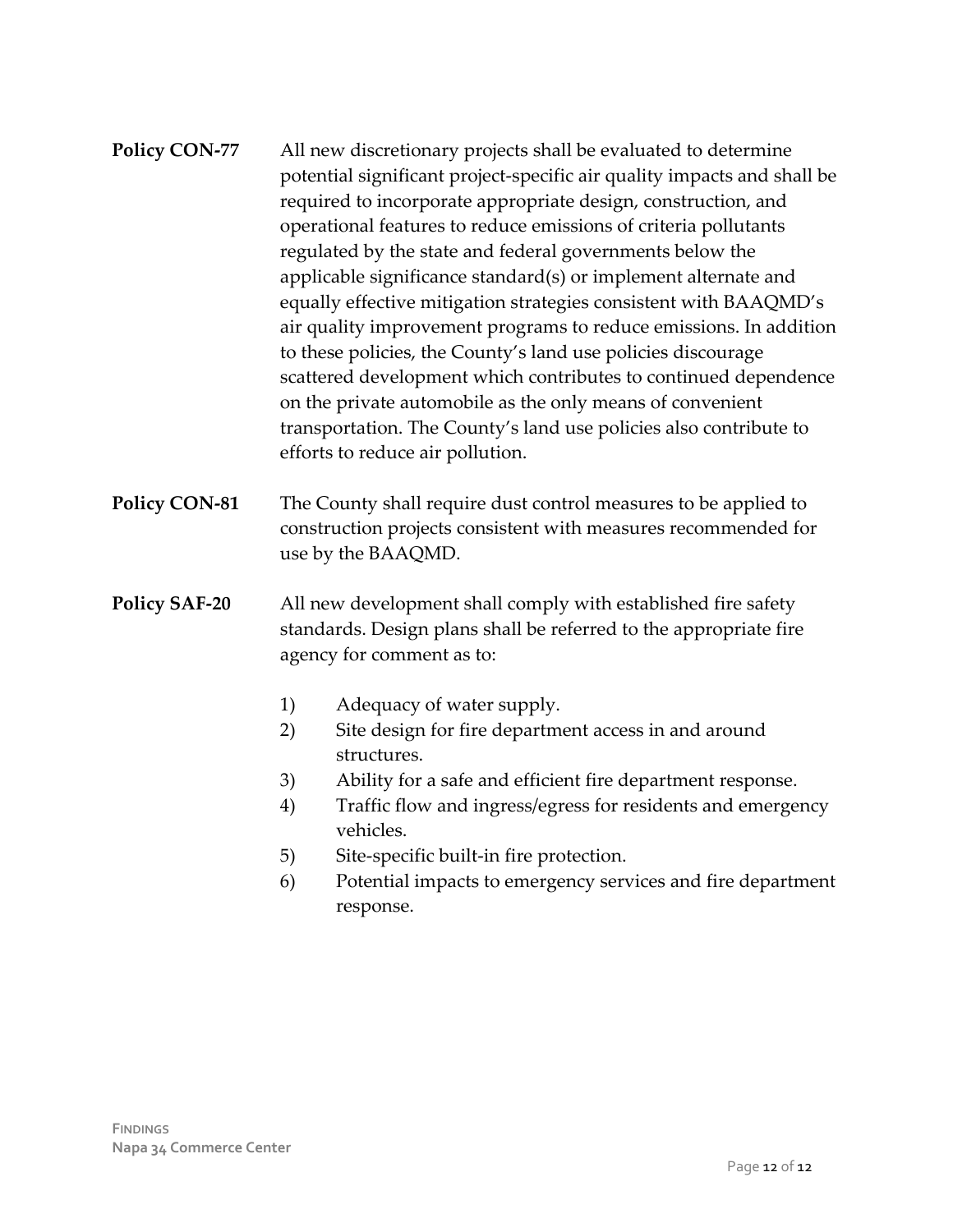**Policy CON-77** All new discretionary projects shall be evaluated to determine potential significant project-specific air quality impacts and shall be required to incorporate appropriate design, construction, and operational features to reduce emissions of criteria pollutants regulated by the state and federal governments below the applicable significance standard(s) or implement alternate and equally effective mitigation strategies consistent with BAAQMD's air quality improvement programs to reduce emissions. In addition to these policies, the County's land use policies discourage scattered development which contributes to continued dependence on the private automobile as the only means of convenient transportation. The County's land use policies also contribute to efforts to reduce air pollution.

**Policy CON-81** The County shall require dust control measures to be applied to construction projects consistent with measures recommended for use by the BAAQMD.

**Policy SAF-20** All new development shall comply with established fire safety standards. Design plans shall be referred to the appropriate fire agency for comment as to:

1) Adequacy of water supply.
2) Site design for fire department access in and around structures.
3) Ability for a safe and efficient fire department response.
4) Traffic flow and ingress/egress for residents and emergency vehicles.
5) Site-specific built-in fire protection.
6) Potential impacts to emergency services and fire department response.